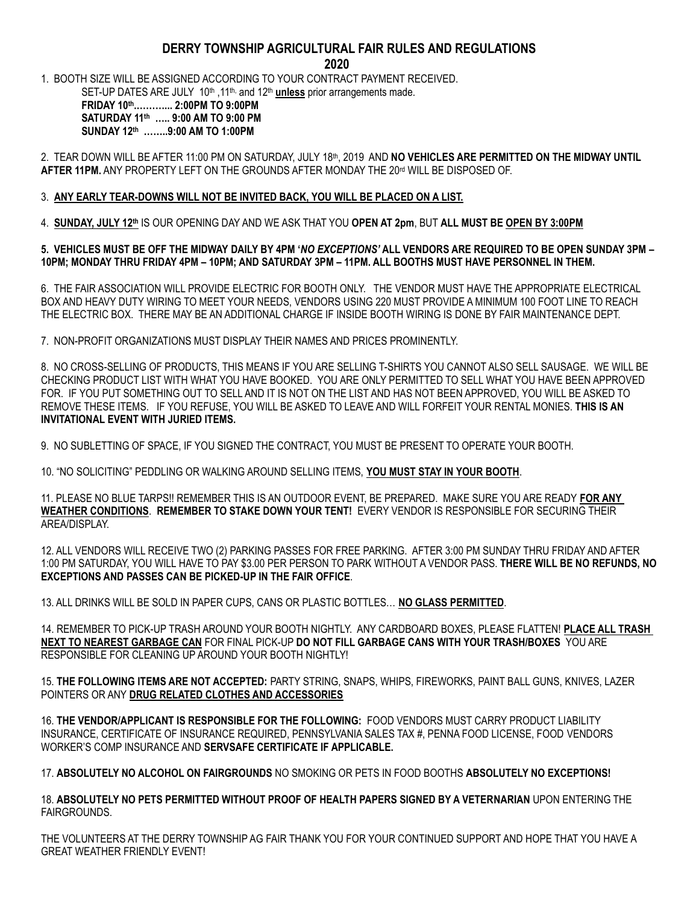# DERRY TOWNSHIP AGRICULTURAL FAIR RULES AND REGULATIONS

## 2020

1. BOOTH SIZE WILL BE ASSIGNED ACCORDING TO YOUR CONTRACT PAYMENT RECEIVED.
   SET-UP DATES ARE JULY 10th ,11th, and 12th **unless** prior arrangements made.
   **FRIDAY 10th………... 2:00PM TO 9:00PM**
   **SATURDAY 11th ….. 9:00 AM TO 9:00 PM**
   **SUNDAY 12th ……..9:00 AM TO 1:00PM**

2. TEAR DOWN WILL BE AFTER 11:00 PM ON SATURDAY, JULY 18th, 2019 AND **NO VEHICLES ARE PERMITTED ON THE MIDWAY UNTIL AFTER 11PM.** ANY PROPERTY LEFT ON THE GROUNDS AFTER MONDAY THE 20rd WILL BE DISPOSED OF.

3. **ANY EARLY TEAR-DOWNS WILL NOT BE INVITED BACK, YOU WILL BE PLACED ON A LIST.**

4. **SUNDAY, JULY 12th** IS OUR OPENING DAY AND WE ASK THAT YOU **OPEN AT 2pm**, BUT **ALL MUST BE OPEN BY 3:00PM**

5. **VEHICLES MUST BE OFF THE MIDWAY DAILY BY 4PM '*NO EXCEPTIONS*' ALL VENDORS ARE REQUIRED TO BE OPEN SUNDAY 3PM – 10PM; MONDAY THRU FRIDAY 4PM – 10PM; AND SATURDAY 3PM – 11PM. ALL BOOTHS MUST HAVE PERSONNEL IN THEM.**

6. THE FAIR ASSOCIATION WILL PROVIDE ELECTRIC FOR BOOTH ONLY. THE VENDOR MUST HAVE THE APPROPRIATE ELECTRICAL BOX AND HEAVY DUTY WIRING TO MEET YOUR NEEDS, VENDORS USING 220 MUST PROVIDE A MINIMUM 100 FOOT LINE TO REACH THE ELECTRIC BOX. THERE MAY BE AN ADDITIONAL CHARGE IF INSIDE BOOTH WIRING IS DONE BY FAIR MAINTENANCE DEPT.

7. NON-PROFIT ORGANIZATIONS MUST DISPLAY THEIR NAMES AND PRICES PROMINENTLY.

8. NO CROSS-SELLING OF PRODUCTS, THIS MEANS IF YOU ARE SELLING T-SHIRTS YOU CANNOT ALSO SELL SAUSAGE. WE WILL BE CHECKING PRODUCT LIST WITH WHAT YOU HAVE BOOKED. YOU ARE ONLY PERMITTED TO SELL WHAT YOU HAVE BEEN APPROVED FOR. IF YOU PUT SOMETHING OUT TO SELL AND IT IS NOT ON THE LIST AND HAS NOT BEEN APPROVED, YOU WILL BE ASKED TO REMOVE THESE ITEMS. IF YOU REFUSE, YOU WILL BE ASKED TO LEAVE AND WILL FORFEIT YOUR RENTAL MONIES. **THIS IS AN INVITATIONAL EVENT WITH JURIED ITEMS.**

9. NO SUBLETTING OF SPACE, IF YOU SIGNED THE CONTRACT, YOU MUST BE PRESENT TO OPERATE YOUR BOOTH.

10. "NO SOLICITING" PEDDLING OR WALKING AROUND SELLING ITEMS, **YOU MUST STAY IN YOUR BOOTH**.

11. PLEASE NO BLUE TARPS!! REMEMBER THIS IS AN OUTDOOR EVENT, BE PREPARED. MAKE SURE YOU ARE READY **FOR ANY WEATHER CONDITIONS**. **REMEMBER TO STAKE DOWN YOUR TENT!** EVERY VENDOR IS RESPONSIBLE FOR SECURING THEIR AREA/DISPLAY.

12. ALL VENDORS WILL RECEIVE TWO (2) PARKING PASSES FOR FREE PARKING. AFTER 3:00 PM SUNDAY THRU FRIDAY AND AFTER 1:00 PM SATURDAY, YOU WILL HAVE TO PAY $3.00 PER PERSON TO PARK WITHOUT A VENDOR PASS. **THERE WILL BE NO REFUNDS, NO EXCEPTIONS AND PASSES CAN BE PICKED-UP IN THE FAIR OFFICE**.

13. ALL DRINKS WILL BE SOLD IN PAPER CUPS, CANS OR PLASTIC BOTTLES… **NO GLASS PERMITTED**.

14. REMEMBER TO PICK-UP TRASH AROUND YOUR BOOTH NIGHTLY. ANY CARDBOARD BOXES, PLEASE FLATTEN! **PLACE ALL TRASH NEXT TO NEAREST GARBAGE CAN** FOR FINAL PICK-UP **DO NOT FILL GARBAGE CANS WITH YOUR TRASH/BOXES** YOU ARE RESPONSIBLE FOR CLEANING UP AROUND YOUR BOOTH NIGHTLY!

15. **THE FOLLOWING ITEMS ARE NOT ACCEPTED:** PARTY STRING, SNAPS, WHIPS, FIREWORKS, PAINT BALL GUNS, KNIVES, LAZER POINTERS OR ANY **DRUG RELATED CLOTHES AND ACCESSORIES**

16. **THE VENDOR/APPLICANT IS RESPONSIBLE FOR THE FOLLOWING:** FOOD VENDORS MUST CARRY PRODUCT LIABILITY INSURANCE, CERTIFICATE OF INSURANCE REQUIRED, PENNSYLVANIA SALES TAX #, PENNA FOOD LICENSE, FOOD VENDORS WORKER'S COMP INSURANCE AND **SERVSAFE CERTIFICATE IF APPLICABLE.**

17. **ABSOLUTELY NO ALCOHOL ON FAIRGROUNDS** NO SMOKING OR PETS IN FOOD BOOTHS **ABSOLUTELY NO EXCEPTIONS!**

18. **ABSOLUTELY NO PETS PERMITTED WITHOUT PROOF OF HEALTH PAPERS SIGNED BY A VETERNARIAN** UPON ENTERING THE FAIRGROUNDS.

THE VOLUNTEERS AT THE DERRY TOWNSHIP AG FAIR THANK YOU FOR YOUR CONTINUED SUPPORT AND HOPE THAT YOU HAVE A GREAT WEATHER FRIENDLY EVENT!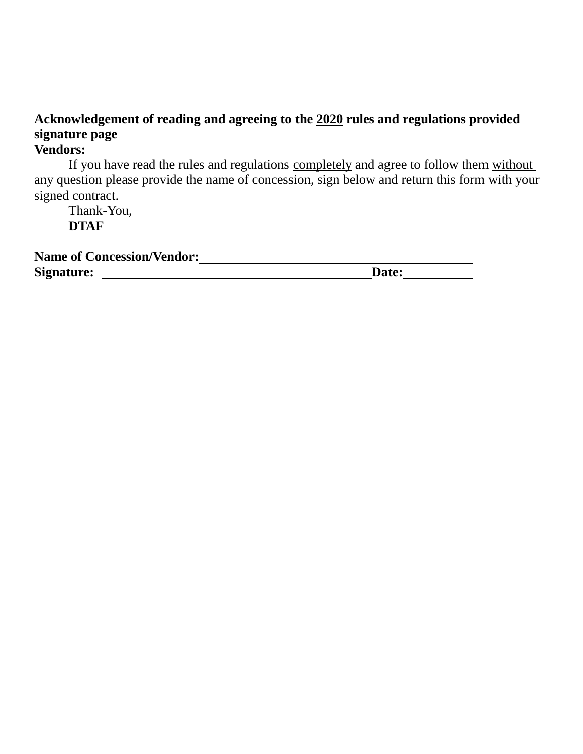**Acknowledgement of reading and agreeing to the <u>2020</u> rules and regulations provided signature page**

**Vendors:**

If you have read the rules and regulations <u>completely</u> and agree to follow them <u>without any question</u> please provide the name of concession, sign below and return this form with your signed contract.

Thank-You,

**DTAF**

**Name of Concession/Vendor:** ____________________________________________

**Signature:** ____________________________________________ **Date:** ___________